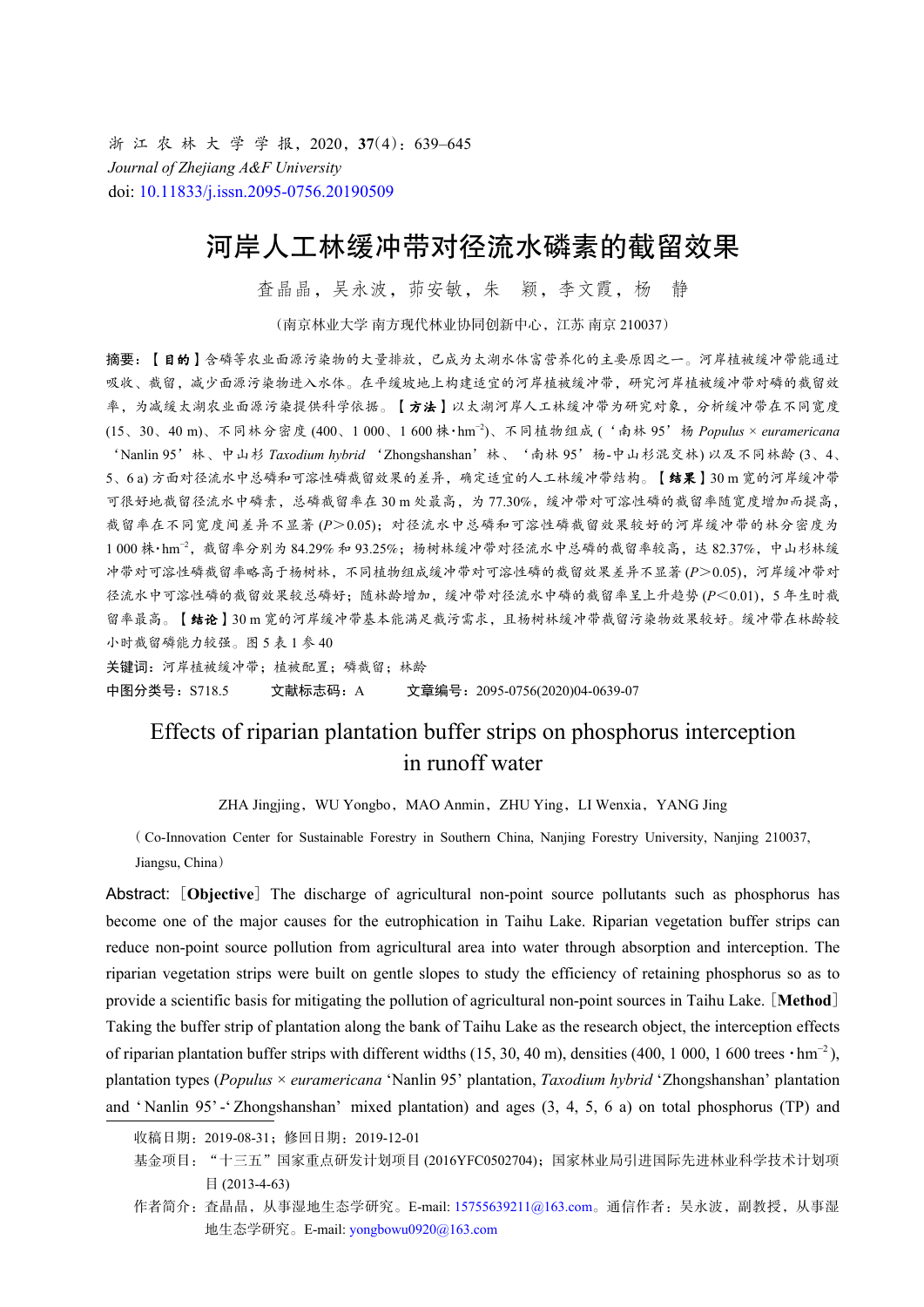浙 江 农 林 大 学 学 报，2020，**37**(4)：639–645

*Journal of Zhejiang A&F University*

doi: 10.11833/j.issn.2095-0756.20190509

# 河岸人工林缓冲带对径流水磷素的截留效果

查晶晶，吴永波，茆安敏，朱 颖，李文霞，杨 静

（南京林业大学 南方现代林业协同创新中心，江苏 南京 210037）

**摘要：**【**目的**】含磷等农业面源污染物的大量排放，已成为太湖水体富营养化的主要原因之一。河岸植被缓冲带能通过吸收、截留，减少面源污染物进入水体。在平缓坡地上构建适宜的河岸植被缓冲带，研究河岸植被缓冲带对磷的截留效率，为减缓太湖农业面源污染提供科学依据。【**方法**】以太湖河岸人工林缓冲带为研究对象，分析缓冲带在不同宽度(15、30、40 m)、不同林分密度(400、1 000、1 600 株·$hm^{-2}$)、不同植物组成(‘南林 95’杨 *Populus* × *euramericana* ‘Nanlin 95’林、中山杉 *Taxodium hybrid* ‘Zhongshanshan’林、‘南林 95’杨-中山杉混交林)以及不同林龄(3、4、5、6 a)方面对径流水中总磷和可溶性磷截留效果的差异，确定适宜的人工林缓冲带结构。【**结果**】30 m 宽的河岸缓冲带可很好地截留径流水中磷素，总磷截留率在 30 m 处最高，为 77.30%，缓冲带对可溶性磷的截留率随宽度增加而提高，截留率在不同宽度间差异不显著($P>0.05$)；对径流水中总磷和可溶性磷截留效果较好的河岸缓冲带的林分密度为 1 000 株·$hm^{-2}$，截留率分别为 84.29% 和 93.25%；杨树林缓冲带对径流水中总磷的截留率较高，达 82.37%，中山杉林缓冲带对可溶性磷截留率略高于杨树林，不同植物组成缓冲带对可溶性磷的截留效果差异不显著($P>0.05$)，河岸缓冲带对径流水中可溶性磷的截留效果较总磷较好；随林龄增加，缓冲带对径流水中磷的截留率呈上升趋势($P<0.01$)，5 年生时截留率最高。【**结论**】30 m 宽的河岸缓冲带基本能满足截污需求，且杨树林缓冲带截留污染物效果较好。缓冲带在林龄较小时截留磷能力较强。图 5 表 1 参 40

**关键词：**河岸植被缓冲带；植被配置；磷截留；林龄

**中图分类号：**S718.5　　**文献标志码：**A　　**文章编号：**2095-0756(2020)04-0639-07

# Effects of riparian plantation buffer strips on phosphorus interception in runoff water

ZHA Jingjing，WU Yongbo，MAO Anmin，ZHU Ying，LI Wenxia，YANG Jing

（Co-Innovation Center for Sustainable Forestry in Southern China, Nanjing Forestry University, Nanjing 210037, Jiangsu, China）

**Abstract:** [**Objective**] The discharge of agricultural non-point source pollutants such as phosphorus has become one of the major causes for the eutrophication in Taihu Lake. Riparian vegetation buffer strips can reduce non-point source pollution from agricultural area into water through absorption and interception. The riparian vegetation strips were built on gentle slopes to study the efficiency of retaining phosphorus so as to provide a scientific basis for mitigating the pollution of agricultural non-point sources in Taihu Lake. [**Method**] Taking the buffer strip of plantation along the bank of Taihu Lake as the research object, the interception effects of riparian plantation buffer strips with different widths (15, 30, 40 m), densities (400, 1 000, 1 600 trees·$hm^{-2}$), plantation types (*Populus* × *euramericana* ‘Nanlin 95’ plantation, *Taxodium hybrid* ‘Zhongshanshan’ plantation and ‘Nanlin 95’-‘Zhongshanshan’ mixed plantation) and ages (3, 4, 5, 6 a) on total phosphorus (TP) and

---

收稿日期：2019-08-31；修回日期：2019-12-01

基金项目：“十三五”国家重点研发计划项目(2016YFC0502704)；国家林业局引进国际先进林业科学技术计划项目(2013-4-63)

作者简介：查晶晶，从事湿地生态学研究。E-mail: 15755639211@163.com。通信作者：吴永波，副教授，从事湿地生态学研究。E-mail: yongbowu0920@163.com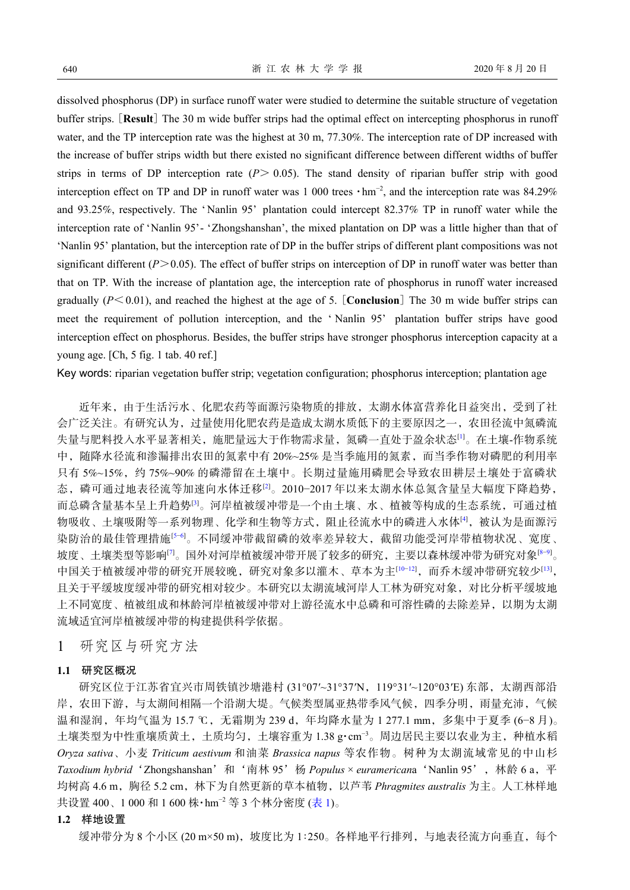dissolved phosphorus (DP) in surface runoff water were studied to determine the suitable structure of vegetation buffer strips. [**Result**] The 30 m wide buffer strips had the optimal effect on intercepting phosphorus in runoff water, and the TP interception rate was the highest at 30 m, 77.30%. The interception rate of DP increased with the increase of buffer strips width but there existed no significant difference between different widths of buffer strips in terms of DP interception rate ($P > 0.05$). The stand density of riparian buffer strip with good interception effect on TP and DP in runoff water was 1 000 trees $\cdot$ hm$^{-2}$, and the interception rate was 84.29% and 93.25%, respectively. The 'Nanlin 95' plantation could intercept 82.37% TP in runoff water while the interception rate of 'Nanlin 95'- 'Zhongshanshan', the mixed plantation on DP was a little higher than that of 'Nanlin 95' plantation, but the interception rate of DP in the buffer strips of different plant compositions was not significant different ($P > 0.05$). The effect of buffer strips on interception of DP in runoff water was better than that on TP. With the increase of plantation age, the interception rate of phosphorus in runoff water increased gradually ($P < 0.01$), and reached the highest at the age of 5. [**Conclusion**] The 30 m wide buffer strips can meet the requirement of pollution interception, and the 'Nanlin 95' plantation buffer strips have good interception effect on phosphorus. Besides, the buffer strips have stronger phosphorus interception capacity at a young age. [Ch, 5 fig. 1 tab. 40 ref.]

Key words: riparian vegetation buffer strip; vegetation configuration; phosphorus interception; plantation age

近年来，由于生活污水、化肥农药等面源污染物质的排放，太湖水体富营养化日益突出，受到了社会广泛关注。有研究认为，过量使用化肥农药是造成太湖水质低下的主要原因之一，农田径流中氮磷流失量与肥料投入水平显著相关，施肥量远大于作物需求量，氮磷一直处于盈余状态[1]。在土壤-作物系统中，随降水径流和渗漏排出农田的氮素中有20%~25%是当季施用的氮素，而当季作物对磷肥的利用率只有5%~15%，约75%~90%的磷滞留在土壤中。长期过量施用磷肥会导致农田耕层土壤处于富磷状态，磷可通过地表径流等加速向水体迁移[2]。2010−2017年以来太湖水体总氮含量呈大幅度下降趋势，而总磷含量基本呈上升趋势[3]。河岸植被缓冲带是一个由土壤、水、植被等构成的生态系统，可通过植物吸收、土壤吸附等一系列物理、化学和生物等方式，阻止径流水中的磷进入水体[4]，被认为是面源污染防治的最佳管理措施[5−6]。不同缓冲带截留磷的效率差异较大，截留功能受河岸带植物状况、宽度、坡度、土壤类型等影响[7]。国外对河岸植被缓冲带开展了较多的研究，主要以森林缓冲带为研究对象[8−9]。中国关于植被缓冲带的研究开展较晚，研究对象多以灌木、草本为主[10−12]，而乔木缓冲带研究较少[13]，且关于平缓坡度缓冲带的研究相对较少。本研究以太湖流域河岸人工林为研究对象，对比分析平缓坡地上不同宽度、植被组成和林龄河岸植被缓冲带对上游径流水中总磷和可溶性磷的去除差异，以期为太湖流域适宜河岸植被缓冲带的构建提供科学依据。

# 1 研究区与研究方法

## 1.1 研究区概况

研究区位于江苏省宜兴市周铁镇沙塘港村(31°07′~31°37′N，119°31′~120°03′E)东部，太湖西部沿岸，农田下游，与太湖间相隔一个沿湖大堤。气候类型属亚热带季风气候，四季分明，雨量充沛，气候温和湿润，年均气温为15.7 ℃，无霜期为239 d，年均降水量为1 277.1 mm，多集中于夏季(6−8月)。土壤类型为中性重壤质黄土，土质均匀，土壤容重为1.38 g·cm$^{-3}$。周边居民主要以农业为主，种植水稻*Oryza sativa*、小麦*Triticum aestivum*和油菜*Brassica napus*等农作物。树种为太湖流域常见的中山杉*Taxodium hybrid*'Zhongshanshan'和'南林95'杨*Populus* × *euramericana*'Nanlin 95'，林龄6 a，平均树高4.6 m，胸径5.2 cm，林下为自然更新的草本植物，以芦苇*Phragmites australis*为主。人工林样地共设置400、1 000和1 600株·hm$^{-2}$等3个林分密度(表1)。

## 1.2 样地设置

缓冲带分为8个小区(20 m×50 m)，坡度比为1∶250。各样地平行排列，与地表径流方向垂直，每个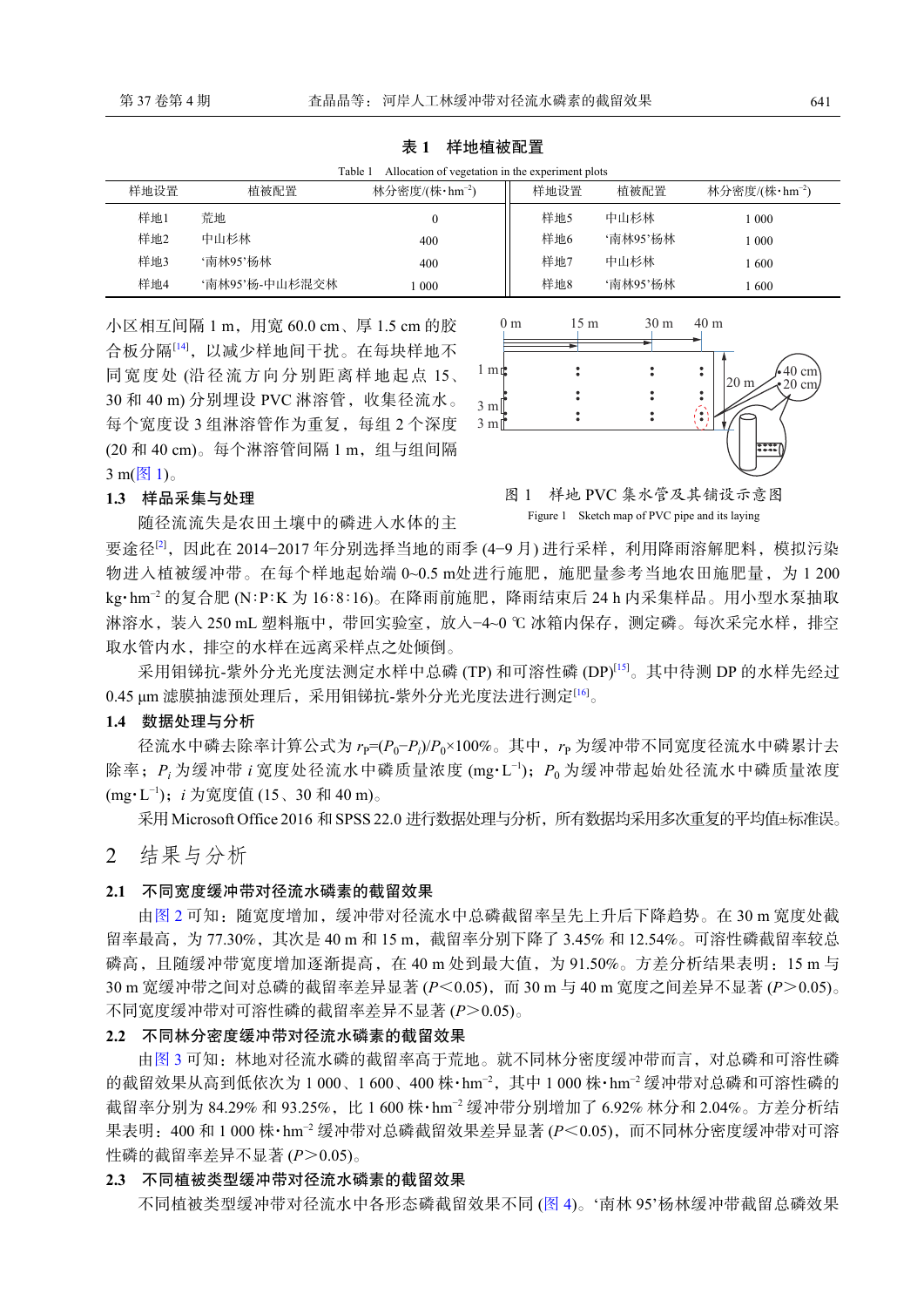**表 1 样地植被配置**

Table 1 Allocation of vegetation in the experiment plots

| 样地设置 | 植被配置 | 林分密度/(株·hm$^{-2}$) | 样地设置 | 植被配置 | 林分密度/(株·hm$^{-2}$) |
|---|---|---|---|---|---|
| 样地1 | 荒地 | 0 | 样地5 | 中山杉林 | 1 000 |
| 样地2 | 中山杉林 | 400 | 样地6 | '南林95'杨林 | 1 000 |
| 样地3 | '南林95'杨林 | 400 | 样地7 | 中山杉林 | 1 600 |
| 样地4 | '南林95'杨-中山杉混交林 | 1 000 | 样地8 | '南林95'杨林 | 1 600 |

小区相互间隔 1 m，用宽 60.0 cm、厚 1.5 cm 的胶合板分隔[14]，以减少样地间干扰。在每块样地不同宽度处 (沿径流方向分别距离样地起点 15、30 和 40 m) 分别埋设 PVC 淋溶管，收集径流水。每个宽度设 3 组淋溶管作为重复，每组 2 个深度 (20 和 40 cm)。每个淋溶管间隔 1 m，组与组间隔 3 m(图 1)。

图 1 样地 PVC 集水管及其铺设示意图

Figure 1 Sketch map of PVC pipe and its laying

### 1.3 样品采集与处理

随径流流失是农田土壤中的磷进入水体的主要途径[2]，因此在 2014−2017 年分别选择当地的雨季 (4−9 月) 进行采样，利用降雨溶解肥料，模拟污染物进入植被缓冲带。在每个样地起始端 0~0.5 m处进行施肥，施肥量参考当地农田施肥量，为 1 200 kg·hm$^{-2}$ 的复合肥 (N∶P∶K 为 16∶8∶16)。在降雨前施肥，降雨结束后 24 h 内采集样品。用小型水泵抽取淋溶水，装入 250 mL 塑料瓶中，带回实验室，放入−4~0 ℃ 冰箱内保存，测定磷。每次采完水样，排空取水管内水，排空的水样在远离采样点之处倾倒。

采用钼锑抗-紫外分光光度法测定水样中总磷 (TP) 和可溶性磷 (DP)[15]。其中待测 DP 的水样先经过 0.45 μm 滤膜抽滤预处理后，采用钼锑抗-紫外分光光度法进行测定[16]。

### 1.4 数据处理与分析

径流水中磷去除率计算公式为 $r_{\mathrm{P}}=(P_0-P_i)/P_0\times100\%$。其中，$r_{\mathrm{P}}$ 为缓冲带不同宽度径流水中磷累计去除率；$P_i$ 为缓冲带 $i$ 宽度处径流水中磷质量浓度 (mg·L$^{-1}$)；$P_0$ 为缓冲带起始处径流水中磷质量浓度 (mg·L$^{-1}$)；$i$ 为宽度值 (15、30 和 40 m)。

采用 Microsoft Office 2016 和 SPSS 22.0 进行数据处理与分析，所有数据均采用多次重复的平均值±标准误。

## 2 结果与分析

### 2.1 不同宽度缓冲带对径流水磷素的截留效果

由图 2 可知：随宽度增加，缓冲带对径流水中总磷截留率呈先上升后下降趋势。在 30 m 宽度处截留率最高，为 77.30%，其次是 40 m 和 15 m，截留率分别下降了 3.45% 和 12.54%。可溶性磷截留率较总磷高，且随缓冲带宽度增加逐渐提高，在 40 m 处到最大值，为 91.50%。方差分析结果表明：15 m 与 30 m 宽缓冲带之间对总磷的截留率差异显著 ($P$<0.05)，而 30 m 与 40 m 宽度之间差异不显著 ($P$>0.05)。不同宽度缓冲带对可溶性磷的截留率差异不显著 ($P$>0.05)。

### 2.2 不同林分密度缓冲带对径流水磷素的截留效果

由图 3 可知：林地对径流水磷的截留率高于荒地。就不同林分密度缓冲带而言，对总磷和可溶性磷的截留效果从高到低依次为 1 000、1 600、400 株·hm$^{-2}$，其中 1 000 株·hm$^{-2}$ 缓冲带对总磷和可溶性磷的截留率分别为 84.29% 和 93.25%，比 1 600 株·hm$^{-2}$ 缓冲带分别增加了 6.92% 林分和 2.04%。方差分析结果表明：400 和 1 000 株·hm$^{-2}$ 缓冲带对总磷截留效果差异显著 ($P$<0.05)，而不同林分密度缓冲带对可溶性磷的截留率差异不显著 ($P$>0.05)。

### 2.3 不同植被类型缓冲带对径流水磷素的截留效果

不同植被类型缓冲带对径流水中各形态磷截留效果不同 (图 4)。'南林 95'杨林缓冲带截留总磷效果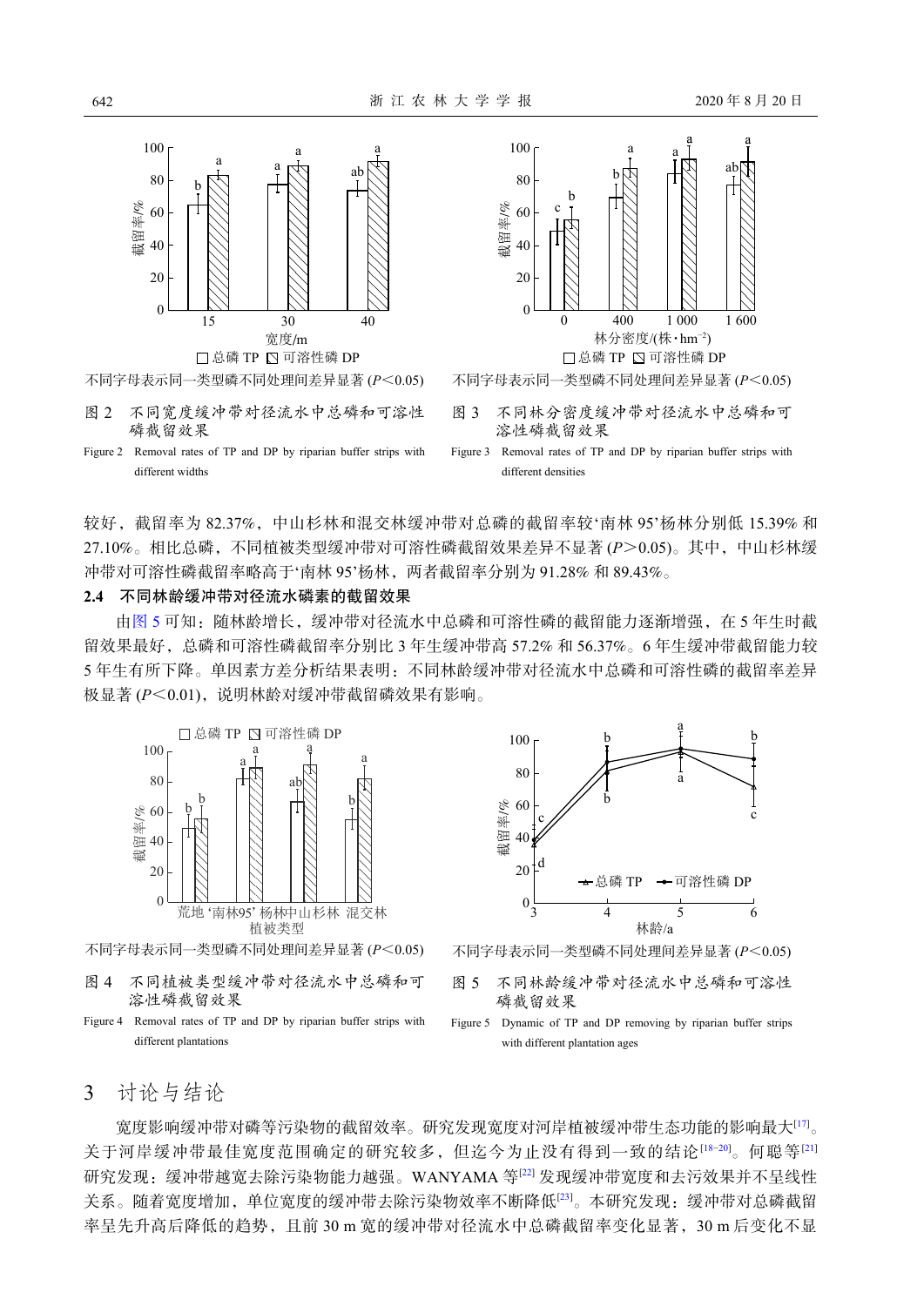不同字母表示同一类型磷不同处理间差异显著 ($P$<0.05)

图 2　不同宽度缓冲带对径流水中总磷和可溶性磷截留效果

Figure 2　Removal rates of TP and DP by riparian buffer strips with different widths

不同字母表示同一类型磷不同处理间差异显著 ($P$<0.05)

图 3　不同林分密度缓冲带对径流水中总磷和可溶性磷截留效果

Figure 3　Removal rates of TP and DP by riparian buffer strips with different densities

较好，截留率为 82.37%，中山杉林和混交林缓冲带对总磷的截留率较‘南林 95’杨林分别低 15.39% 和 27.10%。相比总磷，不同植被类型缓冲带对可溶性磷截留效果差异不显著 ($P$>0.05)。其中，中山杉林缓冲带对可溶性磷截留率略高于‘南林 95’杨林，两者截留率分别为 91.28% 和 89.43%。

### 2.4　不同林龄缓冲带对径流水磷素的截留效果

由图 5 可知：随林龄增长，缓冲带对径流水中总磷和可溶性磷的截留能力逐渐增强，在 5 年生时截留效果最好，总磷和可溶性磷截留率分别比 3 年生缓冲带高 57.2% 和 56.37%。6 年生缓冲带截留能力较 5 年生有所下降。单因素方差分析结果表明：不同林龄缓冲带对径流水中总磷和可溶性磷的截留率差异极显著 ($P$<0.01)，说明林龄对缓冲带截留磷效果有影响。

不同字母表示同一类型磷不同处理间差异显著 ($P$<0.05)

图 4　不同植被类型缓冲带对径流水中总磷和可溶性磷截留效果

Figure 4　Removal rates of TP and DP by riparian buffer strips with different plantations

不同字母表示同一类型磷不同处理间差异显著 ($P$<0.05)

图 5　不同林龄缓冲带对径流水中总磷和可溶性磷截留效果

Figure 5　Dynamic of TP and DP removing by riparian buffer strips with different plantation ages

## 3　讨论与结论

宽度影响缓冲带对磷等污染物的截留效率。研究发现宽度对河岸植被缓冲带生态功能的影响最大[17]。关于河岸缓冲带最佳宽度范围确定的研究较多，但迄今为止没有得到一致的结论[18−20]。何聪等[21]研究发现：缓冲带越宽去除污染物能力越强。WANYAMA 等[22] 发现缓冲带宽度和去污效果并不呈线性关系。随着宽度增加，单位宽度的缓冲带去除污染物效率不断降低[23]。本研究发现：缓冲带对总磷截留率呈先升高后降低的趋势，且前 30 m 宽的缓冲带对径流水中总磷截留率变化显著，30 m 后变化不显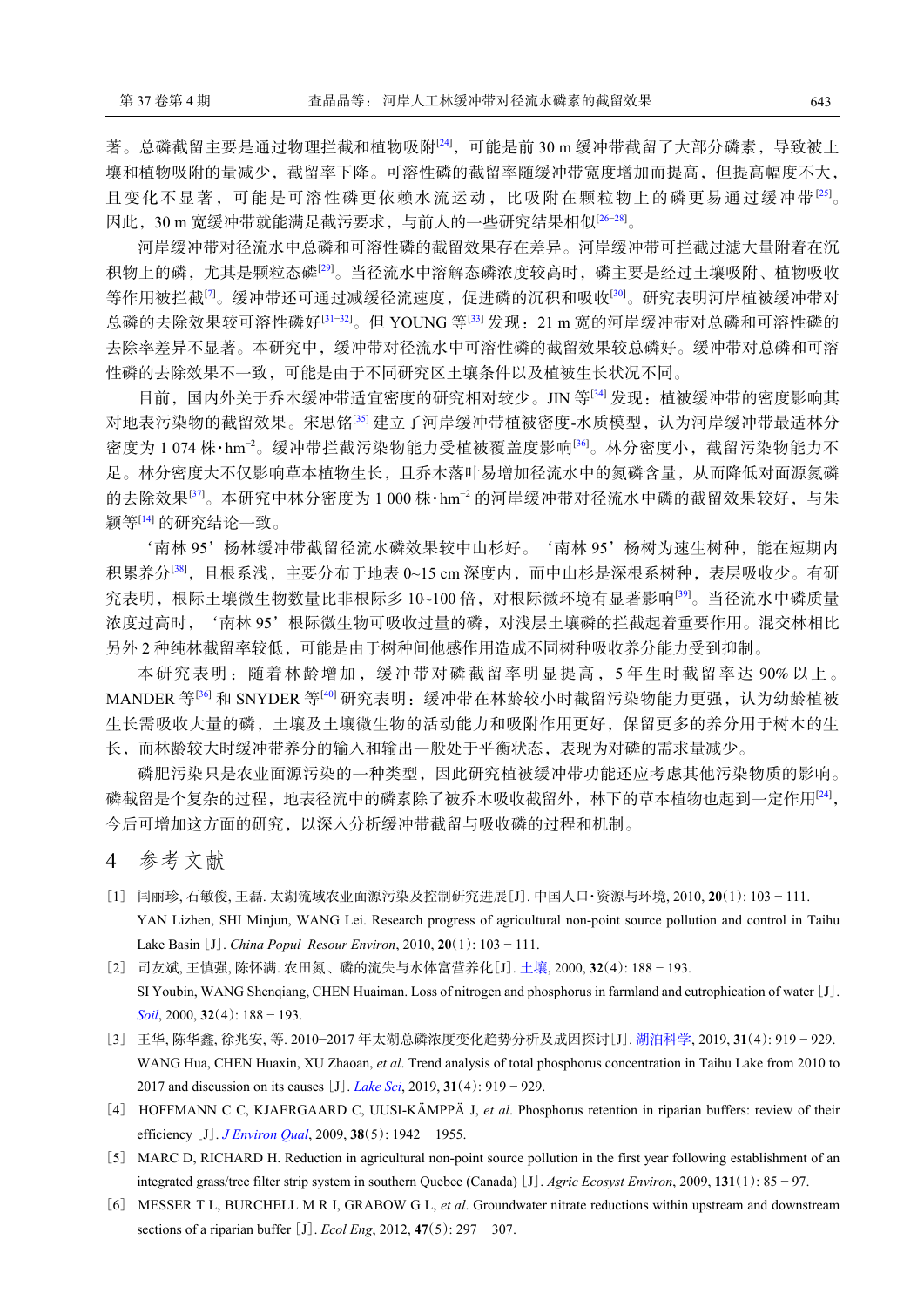著。总磷截留主要是通过物理拦截和植物吸附[24]，可能是前 30 m 缓冲带截留了大部分磷素，导致被土壤和植物吸附的量减少，截留率下降。可溶性磷的截留率随缓冲带宽度增加而提高，但提高幅度不大，且变化不显著，可能是可溶性磷更依赖水流运动，比吸附在颗粒物上的磷更易通过缓冲带[25]。因此，30 m 宽缓冲带就能满足截污要求，与前人的一些研究结果相似[26−28]。

河岸缓冲带对径流水中总磷和可溶性磷的截留效果存在差异。河岸缓冲带可拦截过滤大量附着在沉积物上的磷，尤其是颗粒态磷[29]。当径流水中溶解态磷浓度较高时，磷主要是经过土壤吸附、植物吸收等作用被拦截[7]。缓冲带还可通过减缓径流速度，促进磷的沉积和吸收[30]。研究表明河岸植被缓冲带对总磷的去除效果较可溶性磷好[31−32]。但 YOUNG 等[33] 发现：21 m 宽的河岸缓冲带对总磷和可溶性磷的去除率差异不显著。本研究中，缓冲带对径流水中可溶性磷的截留效果较总磷好。缓冲带对总磷和可溶性磷的去除效果不一致，可能是由于不同研究区土壤条件以及植被生长状况不同。

目前，国内外关于乔木缓冲带适宜密度的研究相对较少。JIN 等[34] 发现：植被缓冲带的密度影响其对地表污染物的截留效果。宋思铭[35] 建立了河岸缓冲带植被密度-水质模型，认为河岸缓冲带最适林分密度为 1 074 株·hm$^{-2}$。缓冲带拦截污染物能力受植被覆盖度影响[36]。林分密度小，截留污染物能力不足。林分密度大不仅影响草本植物生长，且乔木落叶易增加径流水中的氮磷含量，从而降低对面源氮磷的去除效果[37]。本研究中林分密度为 1 000 株·hm$^{-2}$ 的河岸缓冲带对径流水中磷的截留效果较好，与朱颖等[14] 的研究结论一致。

‘南林 95’杨林缓冲带截留径流水磷效果较中山杉好。‘南林 95’杨树为速生树种，能在短期内积累养分[38]，且根系浅，主要分布于地表 0~15 cm 深度内，而中山杉是深根系树种，表层吸收少。有研究表明，根际土壤微生物数量比非根际多 10~100 倍，对根际微环境有显著影响[39]。当径流水中磷质量浓度过高时，‘南林 95’根际微生物可吸收过量的磷，对浅层土壤磷的拦截起着重要作用。混交林相比另外 2 种纯林截留率较低，可能是由于树种间他感作用造成不同树种吸收养分能力受到抑制。

本研究表明：随着林龄增加，缓冲带对磷截留率明显提高，5 年生时截留率达 90% 以上。MANDER 等[36] 和 SNYDER 等[40] 研究表明：缓冲带在林龄较小时截留污染物能力更强，认为幼龄植被生长需吸收大量的磷，土壤及土壤微生物的活动能力和吸附作用更好，保留更多的养分用于树木的生长，而林龄较大时缓冲带养分的输入和输出一般处于平衡状态，表现为对磷的需求量减少。

磷肥污染只是农业面源污染的一种类型，因此研究植被缓冲带功能还应考虑其他污染物质的影响。磷截留是个复杂的过程，地表径流中的磷素除了被乔木吸收截留外，林下的草本植物也起到一定作用[24]，今后可增加这方面的研究，以深入分析缓冲带截留与吸收磷的过程和机制。

## 4 参考文献

[1] 闫丽珍, 石敏俊, 王磊. 太湖流域农业面源污染及控制研究进展[J]. 中国人口·资源与环境, 2010, **20**(1): 103 − 111.
YAN Lizhen, SHI Minjun, WANG Lei. Research progress of agricultural non-point source pollution and control in Taihu Lake Basin [J]. *China Popul Resour Environ*, 2010, **20**(1): 103 − 111.

[2] 司友斌, 王慎强, 陈怀满. 农田氮、磷的流失与水体富营养化[J]. 土壤, 2000, **32**(4): 188 − 193.
SI Youbin, WANG Shenqiang, CHEN Huaiman. Loss of nitrogen and phosphorus in farmland and eutrophication of water [J]. *Soil*, 2000, **32**(4): 188 − 193.

[3] 王华, 陈华鑫, 徐兆安, 等. 2010−2017 年太湖总磷浓度变化趋势分析及成因探讨[J]. 湖泊科学, 2019, **31**(4): 919 − 929.
WANG Hua, CHEN Huaxin, XU Zhaoan, *et al*. Trend analysis of total phosphorus concentration in Taihu Lake from 2010 to 2017 and discussion on its causes [J]. *Lake Sci*, 2019, **31**(4): 919 − 929.

[4] HOFFMANN C C, KJAERGAARD C, UUSI-KÄMPPÄ J, *et al*. Phosphorus retention in riparian buffers: review of their efficiency [J]. *J Environ Qual*, 2009, **38**(5): 1942 − 1955.

[5] MARC D, RICHARD H. Reduction in agricultural non-point source pollution in the first year following establishment of an integrated grass/tree filter strip system in southern Quebec (Canada) [J]. *Agric Ecosyst Environ*, 2009, **131**(1): 85 − 97.

[6] MESSER T L, BURCHELL M R I, GRABOW G L, *et al*. Groundwater nitrate reductions within upstream and downstream sections of a riparian buffer [J]. *Ecol Eng*, 2012, **47**(5): 297 − 307.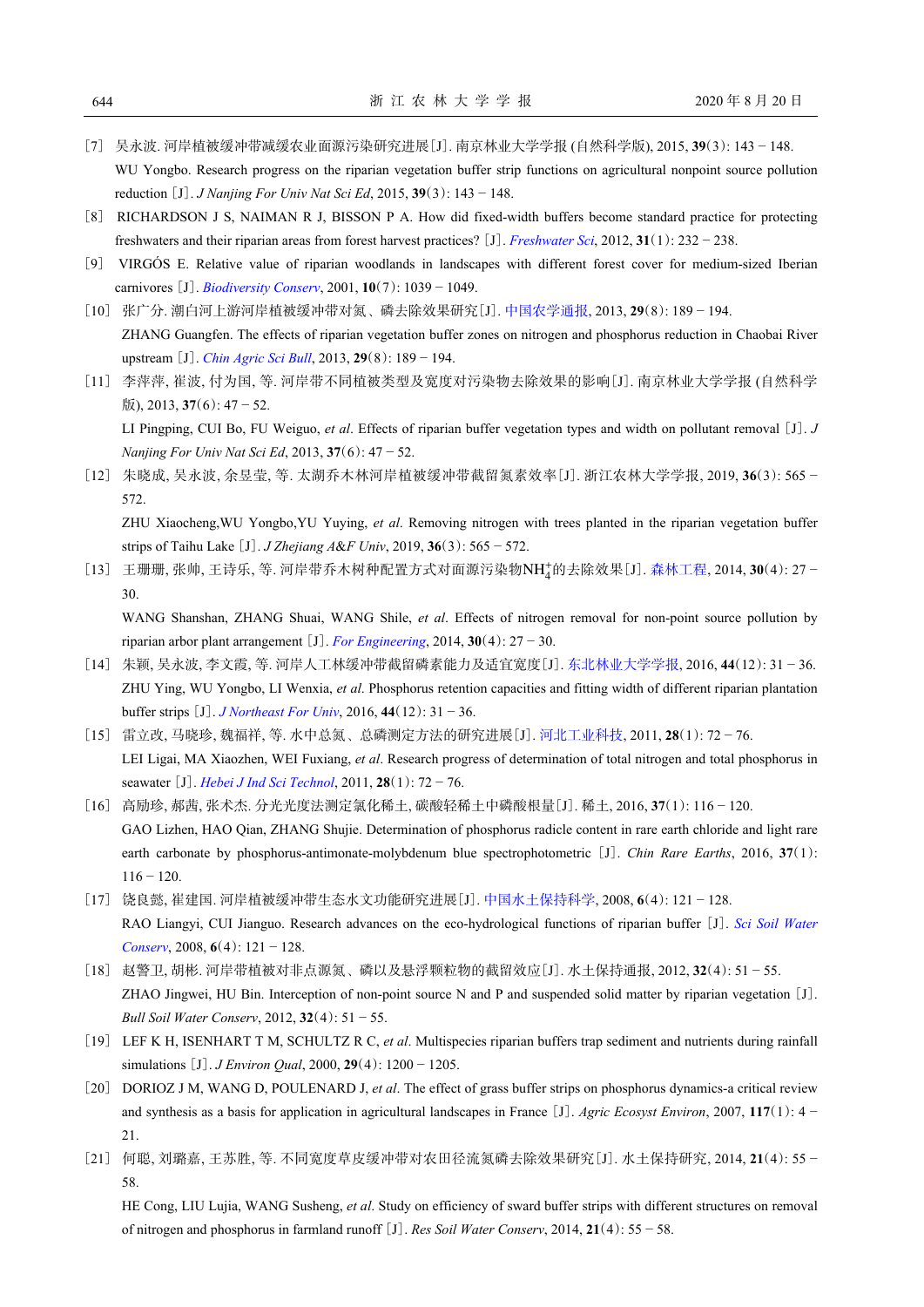[7] 吴永波. 河岸植被缓冲带减缓农业面源污染研究进展[J]. 南京林业大学学报 (自然科学版), 2015, **39**(3): 143 − 148.
WU Yongbo. Research progress on the riparian vegetation buffer strip functions on agricultural nonpoint source pollution reduction [J]. *J Nanjing For Univ Nat Sci Ed*, 2015, **39**(3): 143 − 148.

[8] RICHARDSON J S, NAIMAN R J, BISSON P A. How did fixed-width buffers become standard practice for protecting freshwaters and their riparian areas from forest harvest practices? [J]. *Freshwater Sci*, 2012, **31**(1): 232 − 238.

[9] VIRGÓS E. Relative value of riparian woodlands in landscapes with different forest cover for medium-sized Iberian carnivores [J]. *Biodiversity Conserv*, 2001, **10**(7): 1039 − 1049.

[10] 张广分. 潮白河上游河岸植被缓冲带对氮、磷去除效果研究[J]. 中国农学通报, 2013, **29**(8): 189 − 194.
ZHANG Guangfen. The effects of riparian vegetation buffer zones on nitrogen and phosphorus reduction in Chaobai River upstream [J]. *Chin Agric Sci Bull*, 2013, **29**(8): 189 − 194.

[11] 李萍萍, 崔波, 付为国, 等. 河岸带不同植被类型及宽度对污染物去除效果的影响[J]. 南京林业大学学报 (自然科学版), 2013, **37**(6): 47 − 52.
LI Pingping, CUI Bo, FU Weiguo, *et al*. Effects of riparian buffer vegetation types and width on pollutant removal [J]. *J Nanjing For Univ Nat Sci Ed*, 2013, **37**(6): 47 − 52.

[12] 朱晓成, 吴永波, 余昱莹, 等. 太湖乔木林河岸植被缓冲带截留氮素效率[J]. 浙江农林大学学报, 2019, **36**(3): 565 − 572.
ZHU Xiaocheng,WU Yongbo,YU Yuying, *et al*. Removing nitrogen with trees planted in the riparian vegetation buffer strips of Taihu Lake [J]. *J Zhejiang A&F Univ*, 2019, **36**(3): 565 − 572.

[13] 王珊珊, 张帅, 王诗乐, 等. 河岸带乔木树种配置方式对面源污染物$NH_4^+$的去除效果[J]. 森林工程, 2014, **30**(4): 27 − 30.
WANG Shanshan, ZHANG Shuai, WANG Shile, *et al*. Effects of nitrogen removal for non-point source pollution by riparian arbor plant arrangement [J]. *For Engineering*, 2014, **30**(4): 27 − 30.

[14] 朱颖, 吴永波, 李文霞, 等. 河岸人工林缓冲带截留磷素能力及适宜宽度[J]. 东北林业大学学报, 2016, **44**(12): 31 − 36.
ZHU Ying, WU Yongbo, LI Wenxia, *et al*. Phosphorus retention capacities and fitting width of different riparian plantation buffer strips [J]. *J Northeast For Univ*, 2016, **44**(12): 31 − 36.

[15] 雷立改, 马晓珍, 魏福祥, 等. 水中总氮、总磷测定方法的研究进展[J]. 河北工业科技, 2011, **28**(1): 72 − 76.
LEI Ligai, MA Xiaozhen, WEI Fuxiang, *et al*. Research progress of determination of total nitrogen and total phosphorus in seawater [J]. *Hebei J Ind Sci Technol*, 2011, **28**(1): 72 − 76.

[16] 高励珍, 郝茜, 张术杰. 分光光度法测定氯化稀土, 碳酸轻稀土中磷酸根量[J]. 稀土, 2016, **37**(1): 116 − 120.
GAO Lizhen, HAO Qian, ZHANG Shujie. Determination of phosphorus radicle content in rare earth chloride and light rare earth carbonate by phosphorus-antimonate-molybdenum blue spectrophotometric [J]. *Chin Rare Earths*, 2016, **37**(1): 116 − 120.

[17] 饶良懿, 崔建国. 河岸植被缓冲带生态水文功能研究进展[J]. 中国水土保持科学, 2008, **6**(4): 121 − 128.
RAO Liangyi, CUI Jianguo. Research advances on the eco-hydrological functions of riparian buffer [J]. *Sci Soil Water Conserv*, 2008, **6**(4): 121 − 128.

[18] 赵警卫, 胡彬. 河岸带植被对非点源氮、磷以及悬浮颗粒物的截留效应[J]. 水土保持通报, 2012, **32**(4): 51 − 55.
ZHAO Jingwei, HU Bin. Interception of non-point source N and P and suspended solid matter by riparian vegetation [J]. *Bull Soil Water Conserv*, 2012, **32**(4): 51 − 55.

[19] LEF K H, ISENHART T M, SCHULTZ R C, *et al*. Multispecies riparian buffers trap sediment and nutrients during rainfall simulations [J]. *J Environ Qual*, 2000, **29**(4): 1200 − 1205.

[20] DORIOZ J M, WANG D, POULENARD J, *et al*. The effect of grass buffer strips on phosphorus dynamics-a critical review and synthesis as a basis for application in agricultural landscapes in France [J]. *Agric Ecosyst Environ*, 2007, **117**(1): 4 − 21.

[21] 何聪, 刘璐嘉, 王苏胜, 等. 不同宽度草皮缓冲带对农田径流氮磷去除效果研究[J]. 水土保持研究, 2014, **21**(4): 55 − 58.
HE Cong, LIU Lujia, WANG Susheng, *et al*. Study on efficiency of sward buffer strips with different structures on removal of nitrogen and phosphorus in farmland runoff [J]. *Res Soil Water Conserv*, 2014, **21**(4): 55 − 58.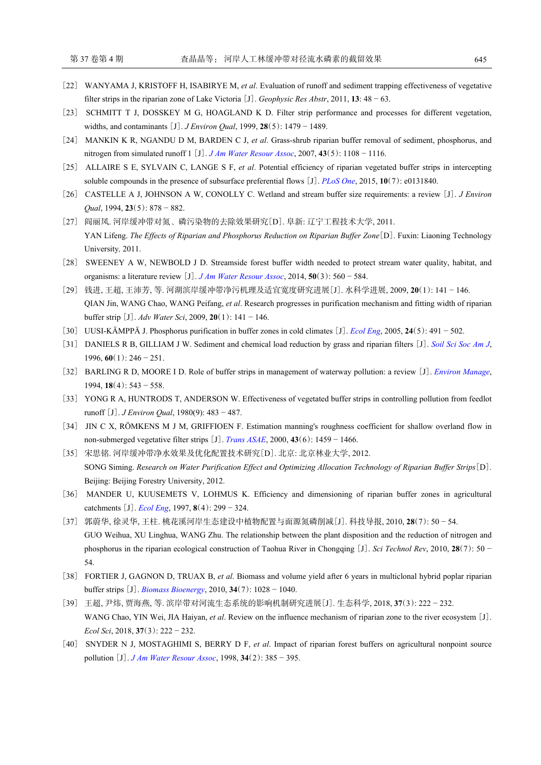[22] WANYAMA J, KRISTOFF H, ISABIRYE M, *et al*. Evaluation of runoff and sediment trapping effectiveness of vegetative filter strips in the riparian zone of Lake Victoria [J]. *Geophysic Res Abstr*, 2011, **13**: 48 − 63.

[23] SCHMITT T J, DOSSKEY M G, HOAGLAND K D. Filter strip performance and processes for different vegetation, widths, and contaminants [J]. *J Environ Qual*, 1999, **28**(5): 1479 − 1489.

[24] MANKIN K R, NGANDU D M, BARDEN C J, *et al*. Grass-shrub riparian buffer removal of sediment, phosphorus, and nitrogen from simulated runoff 1 [J]. *J Am Water Resour Assoc*, 2007, **43**(5): 1108 − 1116.

[25] ALLAIRE S E, SYLVAIN C, LANGE S F, *et al*. Potential efficiency of riparian vegetated buffer strips in intercepting soluble compounds in the presence of subsurface preferential flows [J]. *PLoS One*, 2015, **10**(7): e0131840.

[26] CASTELLE A J, JOHNSON A W, CONOLLY C. Wetland and stream buffer size requirements: a review [J]. *J Environ Qual*, 1994, **23**(5): 878 − 882.

[27] 阎丽凤. 河岸缓冲带对氮、磷污染物的去除效果研究[D]. 阜新: 辽宁工程技术大学, 2011.
YAN Lifeng. *The Effects of Riparian and Phosphorus Reduction on Riparian Buffer Zone*[D]. Fuxin: Liaoning Technology University, 2011.

[28] SWEENEY A W, NEWBOLD J D. Streamside forest buffer width needed to protect stream water quality, habitat, and organisms: a literature review [J]. *J Am Water Resour Assoc*, 2014, **50**(3): 560 − 584.

[29] 钱进, 王超, 王沛芳, 等. 河湖滨岸缓冲带净污机理及适宜宽度研究进展[J]. 水科学进展, 2009, **20**(1): 141 − 146.
QIAN Jin, WANG Chao, WANG Peifang, *et al*. Research progresses in purification mechanism and fitting width of riparian buffer strip [J]. *Adv Water Sci*, 2009, **20**(1): 141 − 146.

[30] UUSI-KÄMPPÄ J. Phosphorus purification in buffer zones in cold climates [J]. *Ecol Eng*, 2005, **24**(5): 491 − 502.

[31] DANIELS R B, GILLIAM J W. Sediment and chemical load reduction by grass and riparian filters [J]. *Soil Sci Soc Am J*, 1996, **60**(1): 246 − 251.

[32] BARLING R D, MOORE I D. Role of buffer strips in management of waterway pollution: a review [J]. *Environ Manage*, 1994, **18**(4): 543 − 558.

[33] YONG R A, HUNTRODS T, ANDERSON W. Effectiveness of vegetated buffer strips in controlling pollution from feedlot runoff [J]. *J Environ Qual*, 1980(9): 483 − 487.

[34] JIN C X, RÖMKENS M J M, GRIFFIOEN F. Estimation manning's roughness coefficient for shallow overland flow in non-submerged vegetative filter strips [J]. *Trans ASAE*, 2000, **43**(6): 1459 − 1466.

[35] 宋思铭. 河岸缓冲带净水效果及优化配置技术研究[D]. 北京: 北京林业大学, 2012.
SONG Siming. *Research on Water Purification Effect and Optimizing Allocation Technology of Riparian Buffer Strips*[D]. Beijing: Beijing Forestry University, 2012.

[36] MANDER U, KUUSEMETS V, LOHMUS K. Efficiency and dimensioning of riparian buffer zones in agricultural catchments [J]. *Ecol Eng*, 1997, **8**(4): 299 − 324.

[37] 郭蔚华, 徐灵华, 王柱. 桃花溪河岸生态建设中植物配置与面源氮磷削减[J]. 科技导报, 2010, **28**(7): 50 − 54.
GUO Weihua, XU Linghua, WANG Zhu. The relationship between the plant disposition and the reduction of nitrogen and phosphorus in the riparian ecological construction of Taohua River in Chongqing [J]. *Sci Technol Rev*, 2010, **28**(7): 50 − 54.

[38] FORTIER J, GAGNON D, TRUAX B, *et al*. Biomass and volume yield after 6 years in multiclonal hybrid poplar riparian buffer strips [J]. *Biomass Bioenergy*, 2010, **34**(7): 1028 − 1040.

[39] 王超, 尹炜, 贾海燕, 等. 滨岸带对河流生态系统的影响机制研究进展[J]. 生态科学, 2018, **37**(3): 222 − 232.
WANG Chao, YIN Wei, JIA Haiyan, *et al*. Review on the influence mechanism of riparian zone to the river ecosystem [J]. *Ecol Sci*, 2018, **37**(3): 222 − 232.

[40] SNYDER N J, MOSTAGHIMI S, BERRY D F, *et al*. Impact of riparian forest buffers on agricultural nonpoint source pollution [J]. *J Am Water Resour Assoc*, 1998, **34**(2): 385 − 395.